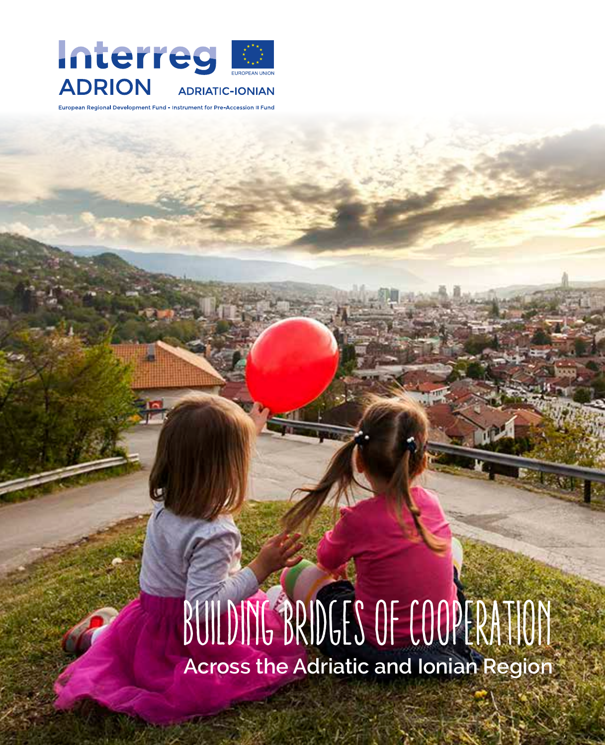Interreg ADRION

EUROPEAN UNION

ADRIATIC-IONIAN

European Regional Development Fund - Instrument for Pre-Accession II Fund

# BUILDING BRIDGES OF COOPERATION

## Across the Adriatic and Ionian Region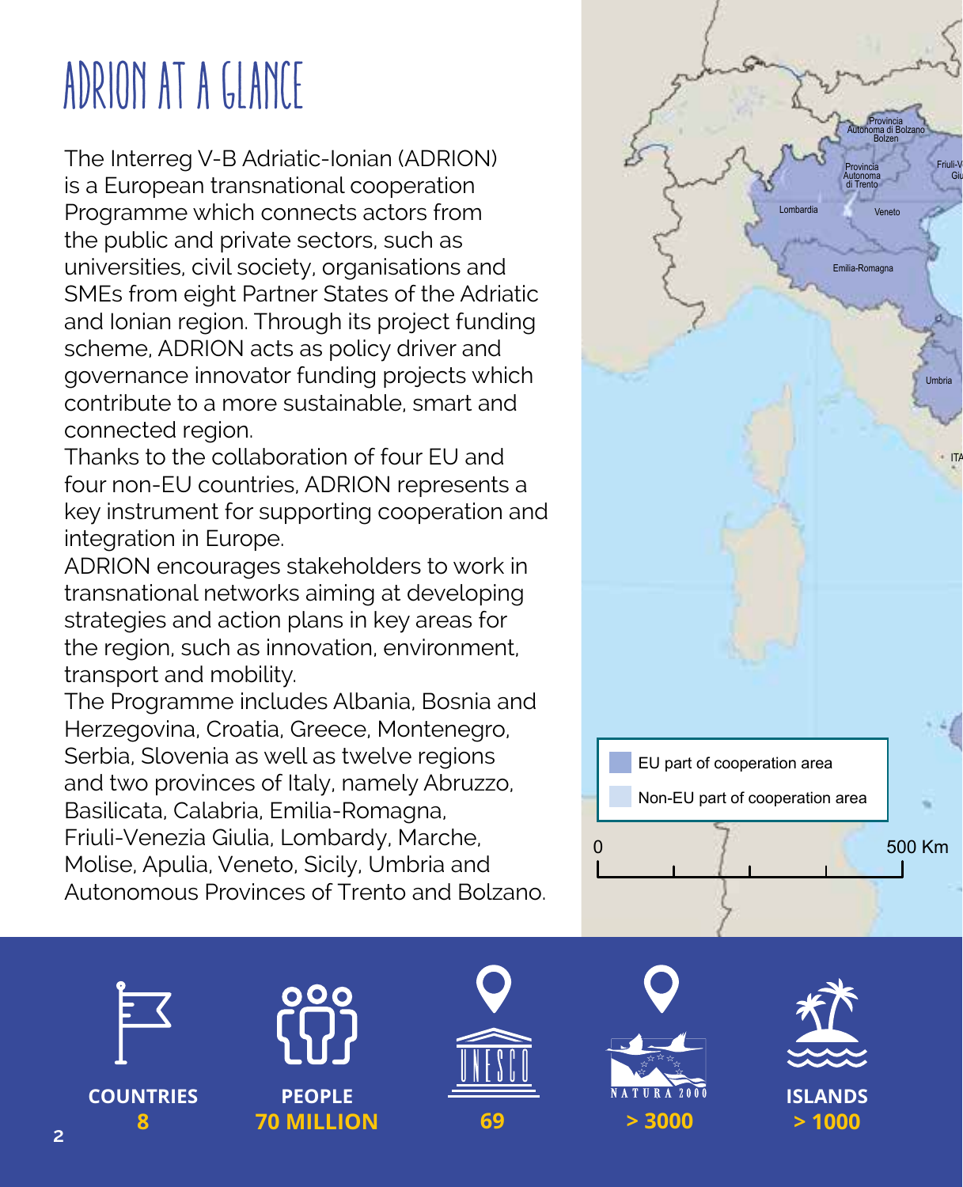# ADRION AT A GLANCE

The Interreg V-B Adriatic-Ionian (ADRION) is a European transnational cooperation Programme which connects actors from the public and private sectors, such as universities, civil society, organisations and SMEs from eight Partner States of the Adriatic and Ionian region. Through its project funding scheme, ADRION acts as policy driver and governance innovator funding projects which contribute to a more sustainable, smart and connected region.

Thanks to the collaboration of four EU and four non-EU countries, ADRION represents a key instrument for supporting cooperation and integration in Europe.

ADRION encourages stakeholders to work in transnational networks aiming at developing strategies and action plans in key areas for the region, such as innovation, environment, transport and mobility.

The Programme includes Albania, Bosnia and Herzegovina, Croatia, Greece, Montenegro, Serbia, Slovenia as well as twelve regions and two provinces of Italy, namely Abruzzo, Basilicata, Calabria, Emilia-Romagna, Friuli-Venezia Giulia, Lombardy, Marche, Molise, Apulia, Veneto, Sicily, Umbria and Autonomous Provinces of Trento and Bolzano.

EU part of cooperation area

Non-EU part of cooperation area

0 — 500 Km

**COUNTRIES**
**8**

**PEOPLE**
**70 MILLION**

UNESCO
**69**

NATURA 2000
**> 3000**

**ISLANDS**
**> 1000**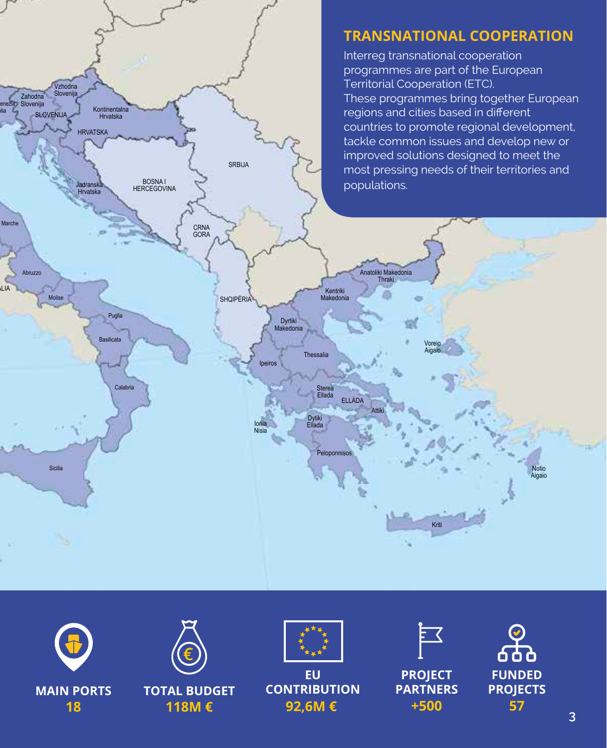## TRANSNATIONAL COOPERATION

Interreg transnational cooperation programmes are part of the European Territorial Cooperation (ETC).
These programmes bring together European regions and cities based in different countries to promote regional development, tackle common issues and develop new or improved solutions designed to meet the most pressing needs of their territories and populations.

**MAIN PORTS**
**18**

**TOTAL BUDGET**
**118M €**

**EU CONTRIBUTION**
**92,6M €**

**PROJECT PARTNERS**
**+500**

**FUNDED PROJECTS**
**57**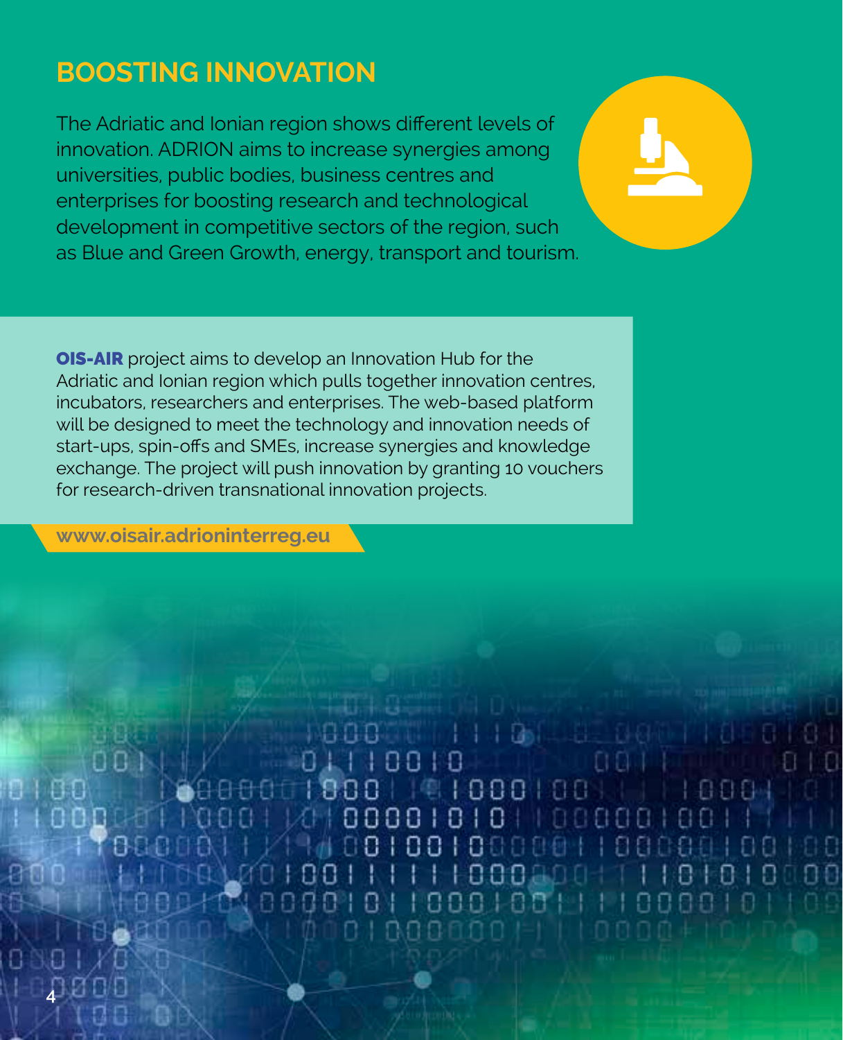## BOOSTING INNOVATION

The Adriatic and Ionian region shows different levels of innovation. ADRION aims to increase synergies among universities, public bodies, business centres and enterprises for boosting research and technological development in competitive sectors of the region, such as Blue and Green Growth, energy, transport and tourism.

**OIS-AIR** project aims to develop an Innovation Hub for the Adriatic and Ionian region which pulls together innovation centres, incubators, researchers and enterprises. The web-based platform will be designed to meet the technology and innovation needs of start-ups, spin-offs and SMEs, increase synergies and knowledge exchange. The project will push innovation by granting 10 vouchers for research-driven transnational innovation projects.

**www.oisair.adrioninterreg.eu**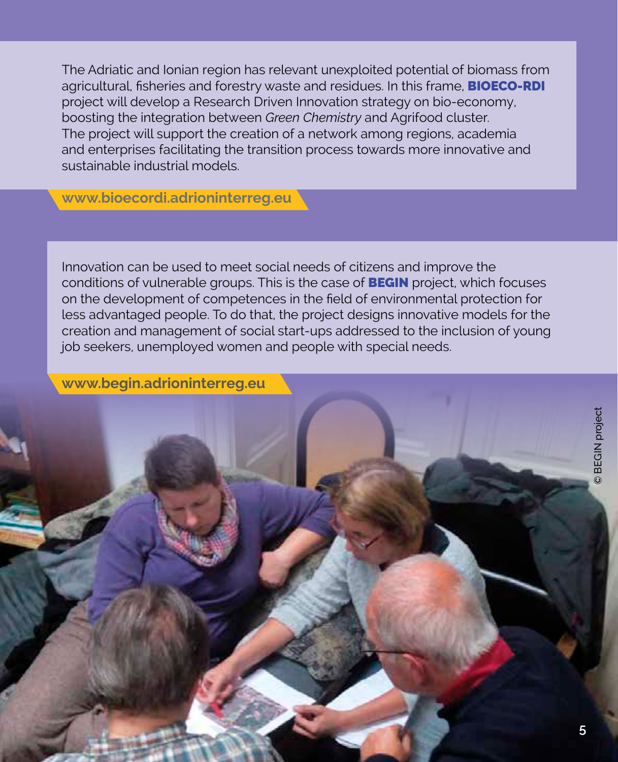The Adriatic and Ionian region has relevant unexploited potential of biomass from agricultural, fisheries and forestry waste and residues. In this frame, **BIOECO-RDI** project will develop a Research Driven Innovation strategy on bio-economy, boosting the integration between *Green Chemistry* and Agrifood cluster. The project will support the creation of a network among regions, academia and enterprises facilitating the transition process towards more innovative and sustainable industrial models.

**www.bioecordi.adrioninterreg.eu**

Innovation can be used to meet social needs of citizens and improve the conditions of vulnerable groups. This is the case of **BEGIN** project, which focuses on the development of competences in the field of environmental protection for less advantaged people. To do that, the project designs innovative models for the creation and management of social start-ups addressed to the inclusion of young job seekers, unemployed women and people with special needs.

**www.begin.adrioninterreg.eu**

© BEGIN project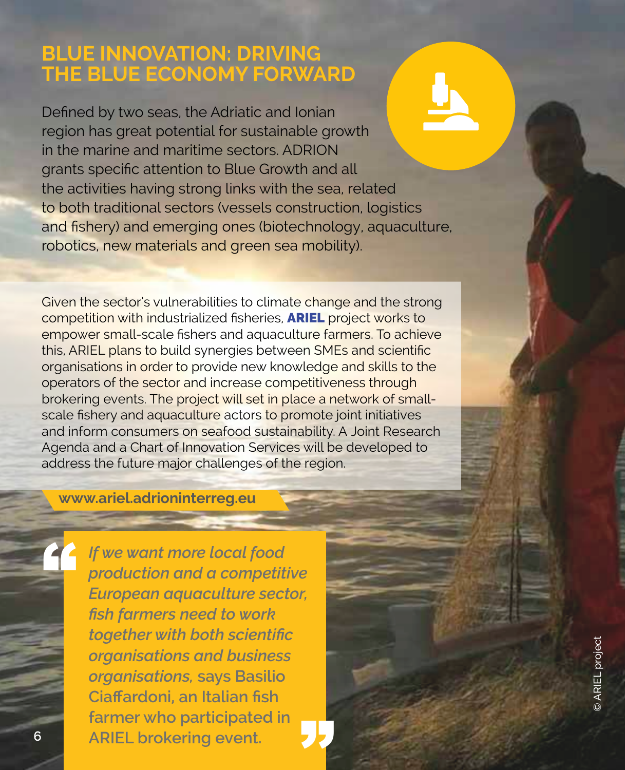# BLUE INNOVATION: DRIVING THE BLUE ECONOMY FORWARD

Defined by two seas, the Adriatic and Ionian region has great potential for sustainable growth in the marine and maritime sectors. ADRION grants specific attention to Blue Growth and all the activities having strong links with the sea, related to both traditional sectors (vessels construction, logistics and fishery) and emerging ones (biotechnology, aquaculture, robotics, new materials and green sea mobility).

Given the sector's vulnerabilities to climate change and the strong competition with industrialized fisheries, **ARIEL** project works to empower small-scale fishers and aquaculture farmers. To achieve this, ARIEL plans to build synergies between SMEs and scientific organisations in order to provide new knowledge and skills to the operators of the sector and increase competitiveness through brokering events. The project will set in place a network of small-scale fishery and aquaculture actors to promote joint initiatives and inform consumers on seafood sustainability. A Joint Research Agenda and a Chart of Innovation Services will be developed to address the future major challenges of the region.

**www.ariel.adrioninterreg.eu**

> "*If we want more local food production and a competitive European aquaculture sector, fish farmers need to work together with both scientific organisations and business organisations,* **says Basilio Ciaffardoni, an Italian fish farmer who participated in ARIEL brokering event.**"

© ARIEL project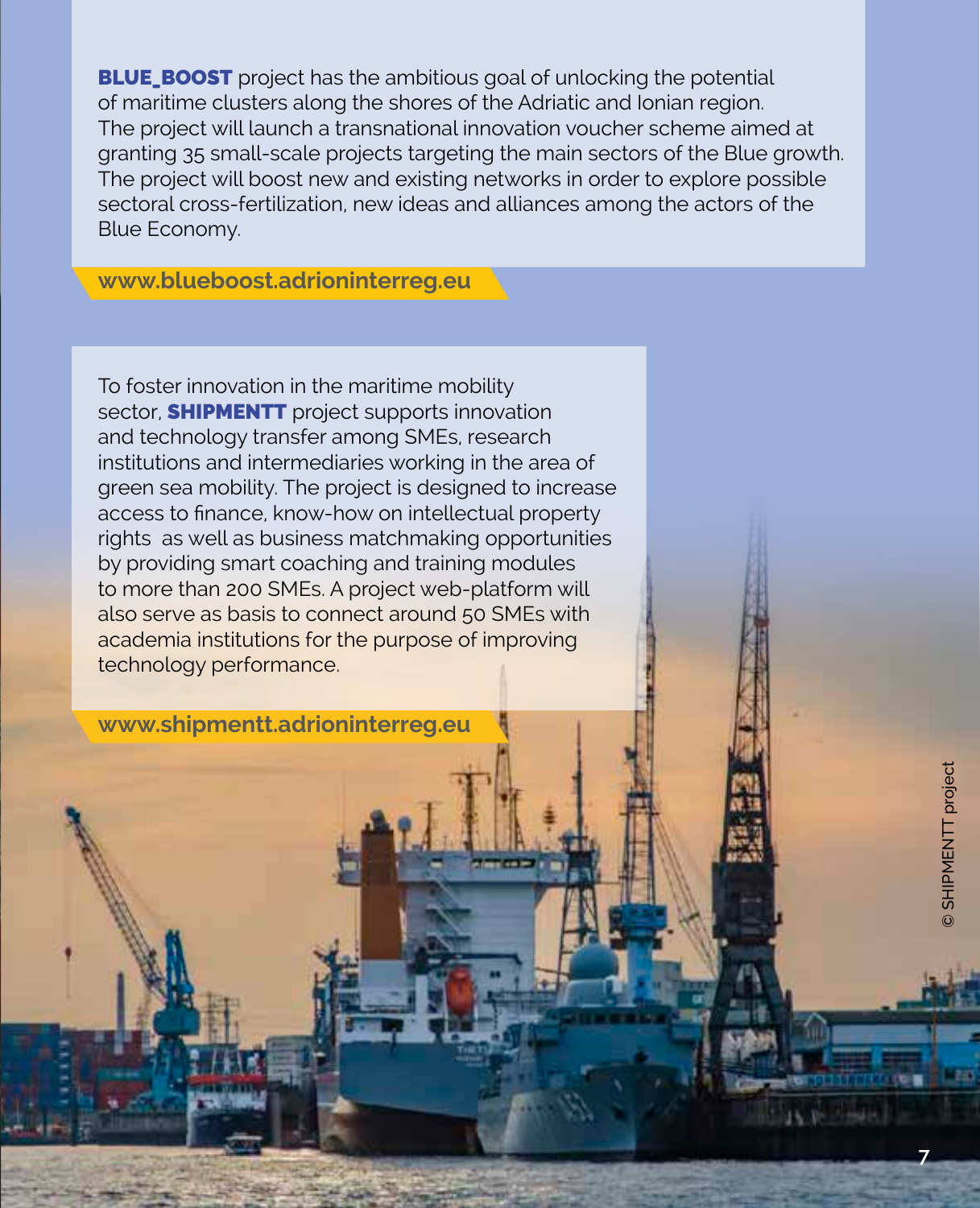**BLUE_BOOST** project has the ambitious goal of unlocking the potential of maritime clusters along the shores of the Adriatic and Ionian region. The project will launch a transnational innovation voucher scheme aimed at granting 35 small-scale projects targeting the main sectors of the Blue growth. The project will boost new and existing networks in order to explore possible sectoral cross-fertilization, new ideas and alliances among the actors of the Blue Economy.

**www.blueboost.adrioninterreg.eu**

To foster innovation in the maritime mobility sector, **SHIPMENTT** project supports innovation and technology transfer among SMEs, research institutions and intermediaries working in the area of green sea mobility. The project is designed to increase access to finance, know-how on intellectual property rights as well as business matchmaking opportunities by providing smart coaching and training modules to more than 200 SMEs. A project web-platform will also serve as basis to connect around 50 SMEs with academia institutions for the purpose of improving technology performance.

**www.shipmentt.adrioninterreg.eu**

© SHIPMENTT project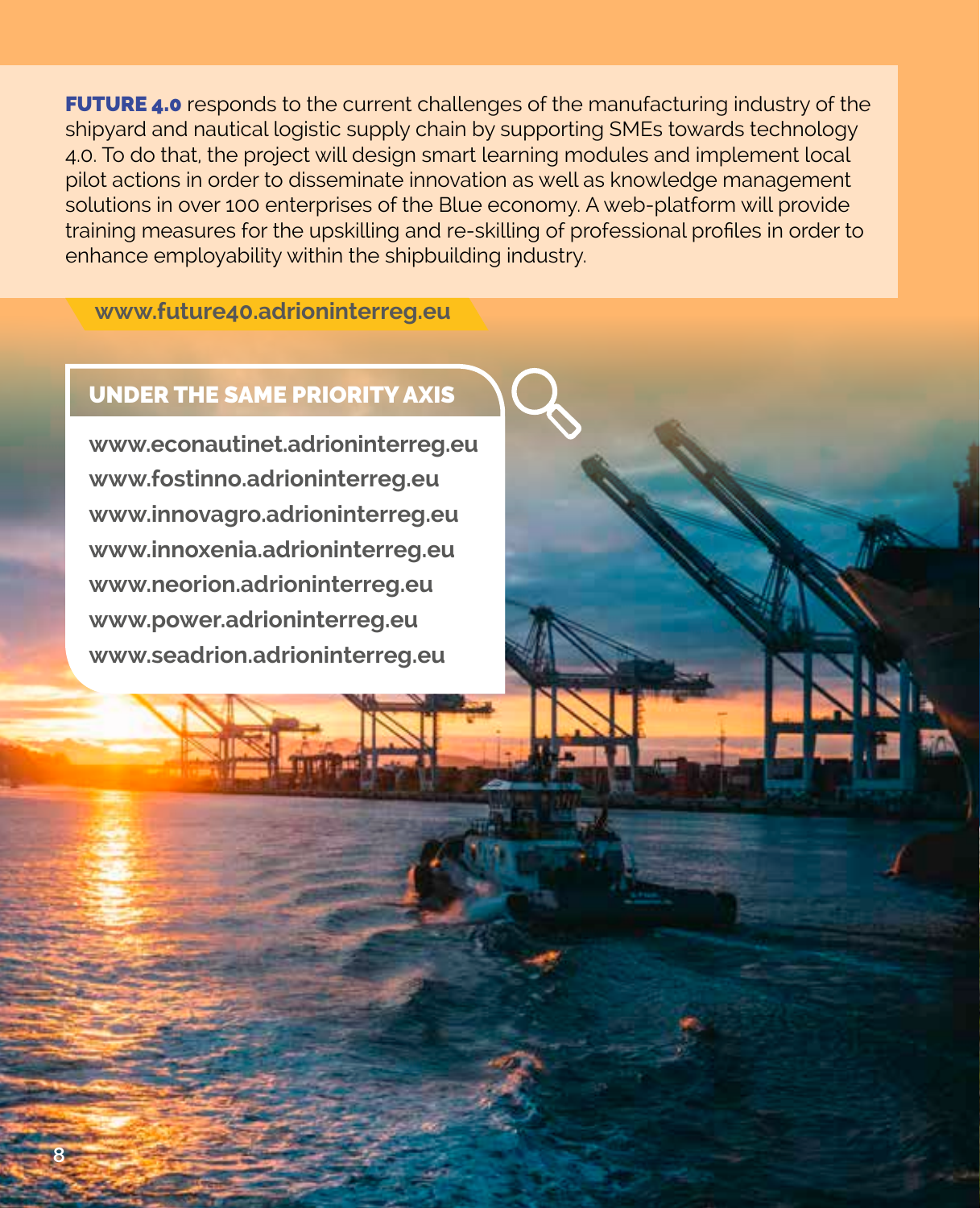**FUTURE 4.0** responds to the current challenges of the manufacturing industry of the shipyard and nautical logistic supply chain by supporting SMEs towards technology 4.0. To do that, the project will design smart learning modules and implement local pilot actions in order to disseminate innovation as well as knowledge management solutions in over 100 enterprises of the Blue economy. A web-platform will provide training measures for the upskilling and re-skilling of professional profiles in order to enhance employability within the shipbuilding industry.

**www.future40.adrioninterreg.eu**

## UNDER THE SAME PRIORITY AXIS

**www.econautinet.adrioninterreg.eu**
**www.fostinno.adrioninterreg.eu**
**www.innovagro.adrioninterreg.eu**
**www.innoxenia.adrioninterreg.eu**
**www.neorion.adrioninterreg.eu**
**www.power.adrioninterreg.eu**
**www.seadrion.adrioninterreg.eu**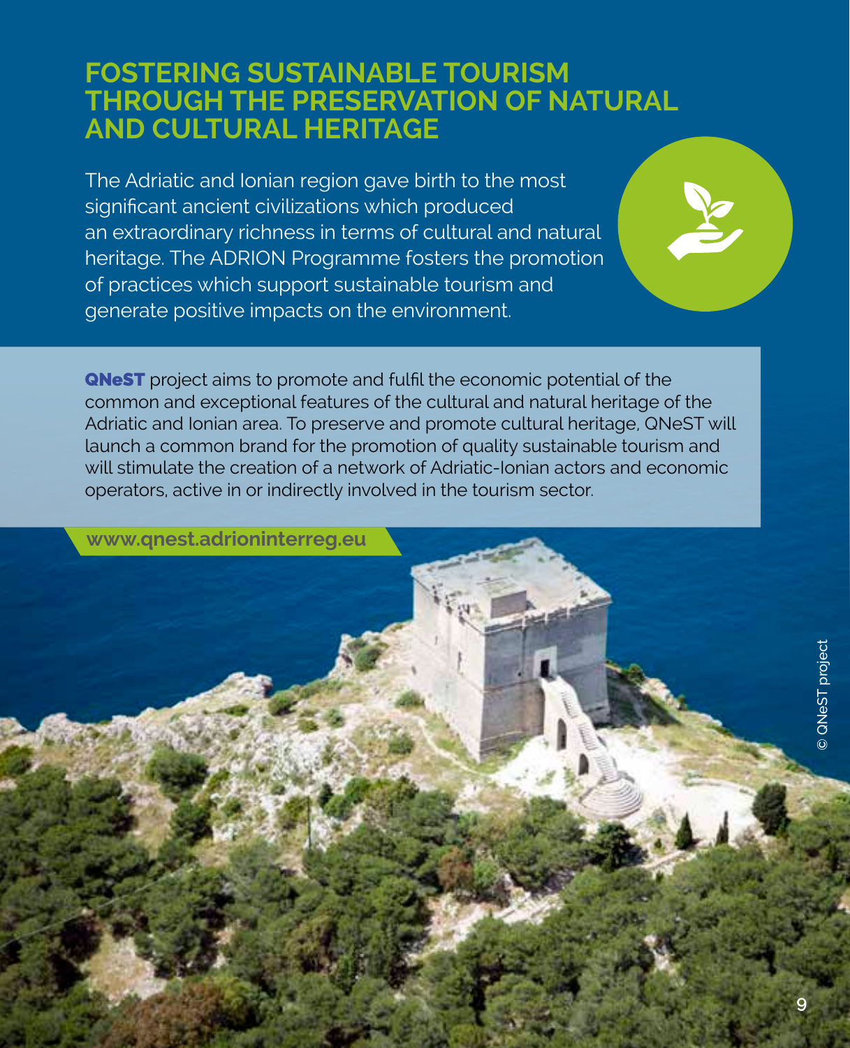# FOSTERING SUSTAINABLE TOURISM THROUGH THE PRESERVATION OF NATURAL AND CULTURAL HERITAGE

The Adriatic and Ionian region gave birth to the most significant ancient civilizations which produced an extraordinary richness in terms of cultural and natural heritage. The ADRION Programme fosters the promotion of practices which support sustainable tourism and generate positive impacts on the environment.

**QNeST** project aims to promote and fulfil the economic potential of the common and exceptional features of the cultural and natural heritage of the Adriatic and Ionian area. To preserve and promote cultural heritage, QNeST will launch a common brand for the promotion of quality sustainable tourism and will stimulate the creation of a network of Adriatic-Ionian actors and economic operators, active in or indirectly involved in the tourism sector.

**www.qnest.adrioninterreg.eu**

© QNeST project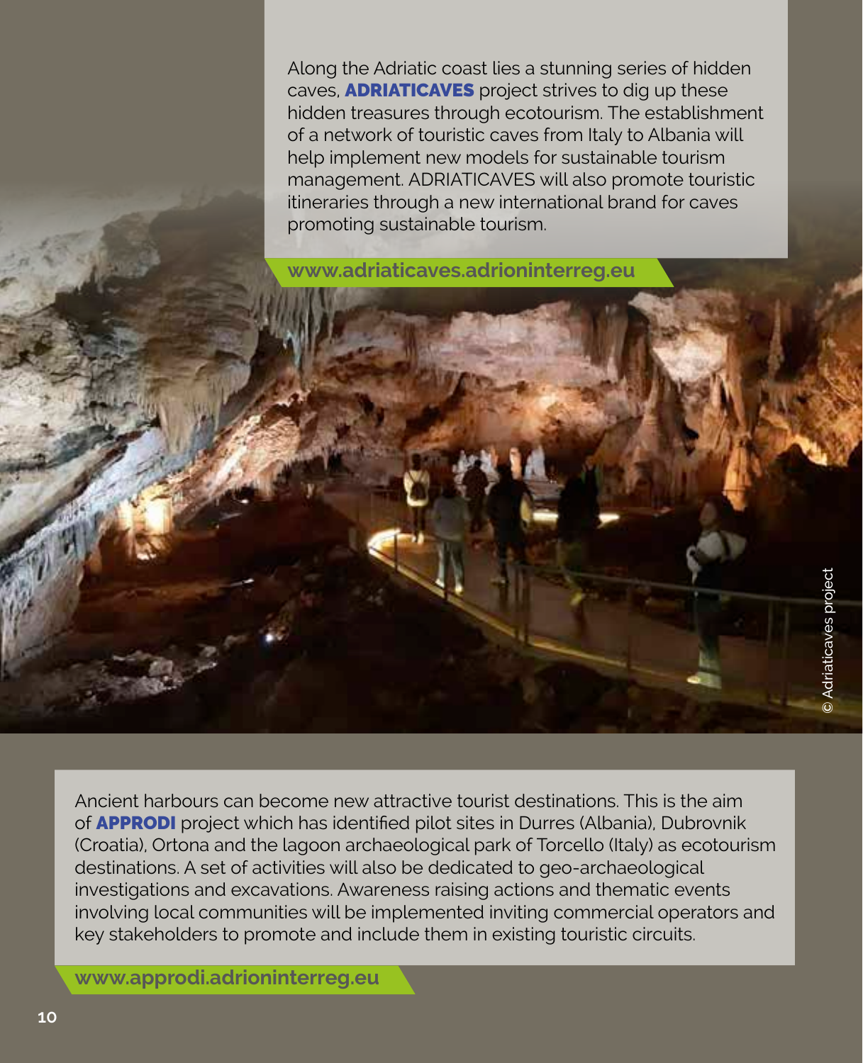Along the Adriatic coast lies a stunning series of hidden caves, **ADRIATICAVES** project strives to dig up these hidden treasures through ecotourism. The establishment of a network of touristic caves from Italy to Albania will help implement new models for sustainable tourism management. ADRIATICAVES will also promote touristic itineraries through a new international brand for caves promoting sustainable tourism.

**www.adriaticaves.adrioninterreg.eu**

© Adriaticaves project

Ancient harbours can become new attractive tourist destinations. This is the aim of **APPRODI** project which has identified pilot sites in Durres (Albania), Dubrovnik (Croatia), Ortona and the lagoon archaeological park of Torcello (Italy) as ecotourism destinations. A set of activities will also be dedicated to geo-archaeological investigations and excavations. Awareness raising actions and thematic events involving local communities will be implemented inviting commercial operators and key stakeholders to promote and include them in existing touristic circuits.

**www.approdi.adrioninterreg.eu**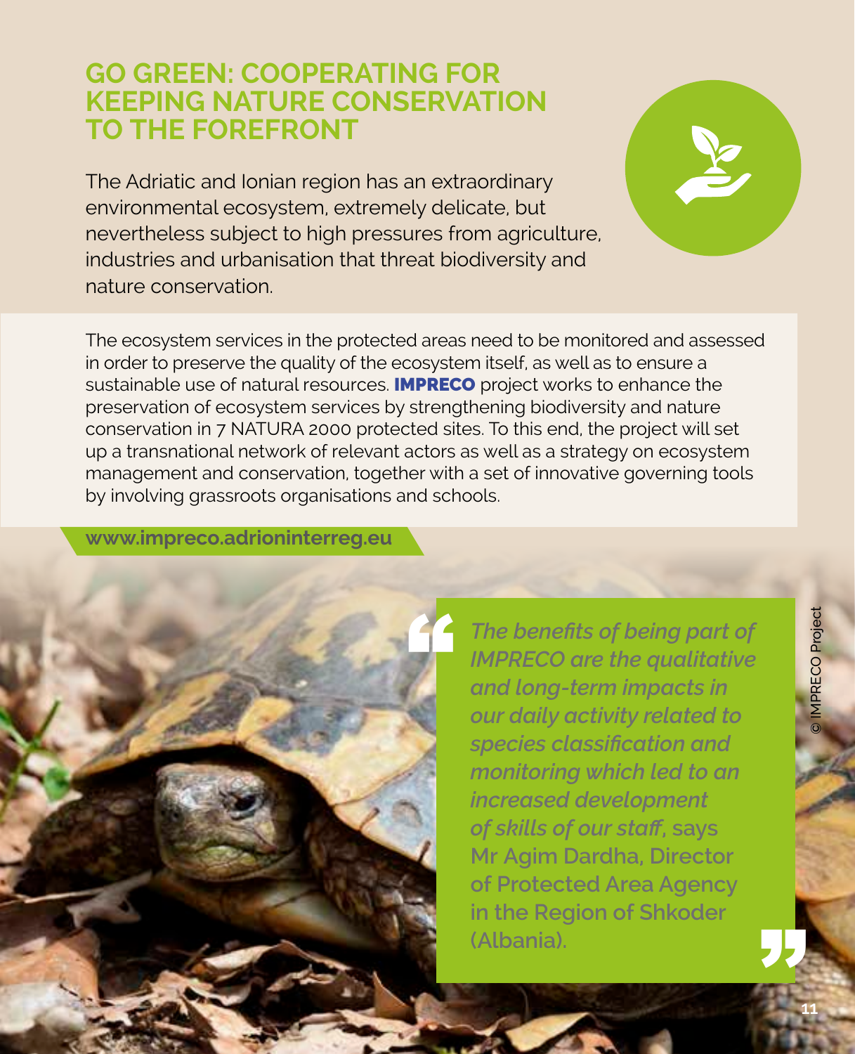# GO GREEN: COOPERATING FOR KEEPING NATURE CONSERVATION TO THE FOREFRONT

The Adriatic and Ionian region has an extraordinary environmental ecosystem, extremely delicate, but nevertheless subject to high pressures from agriculture, industries and urbanisation that threat biodiversity and nature conservation.

The ecosystem services in the protected areas need to be monitored and assessed in order to preserve the quality of the ecosystem itself, as well as to ensure a sustainable use of natural resources. **IMPRECO** project works to enhance the preservation of ecosystem services by strengthening biodiversity and nature conservation in 7 NATURA 2000 protected sites. To this end, the project will set up a transnational network of relevant actors as well as a strategy on ecosystem management and conservation, together with a set of innovative governing tools by involving grassroots organisations and schools.

**www.impreco.adrioninterreg.eu**

> *The benefits of being part of IMPRECO are the qualitative and long-term impacts in our daily activity related to species classification and monitoring which led to an increased development of skills of our staff*, says **Mr Agim Dardha, Director of Protected Area Agency in the Region of Shkoder (Albania).**

© IMPRECO Project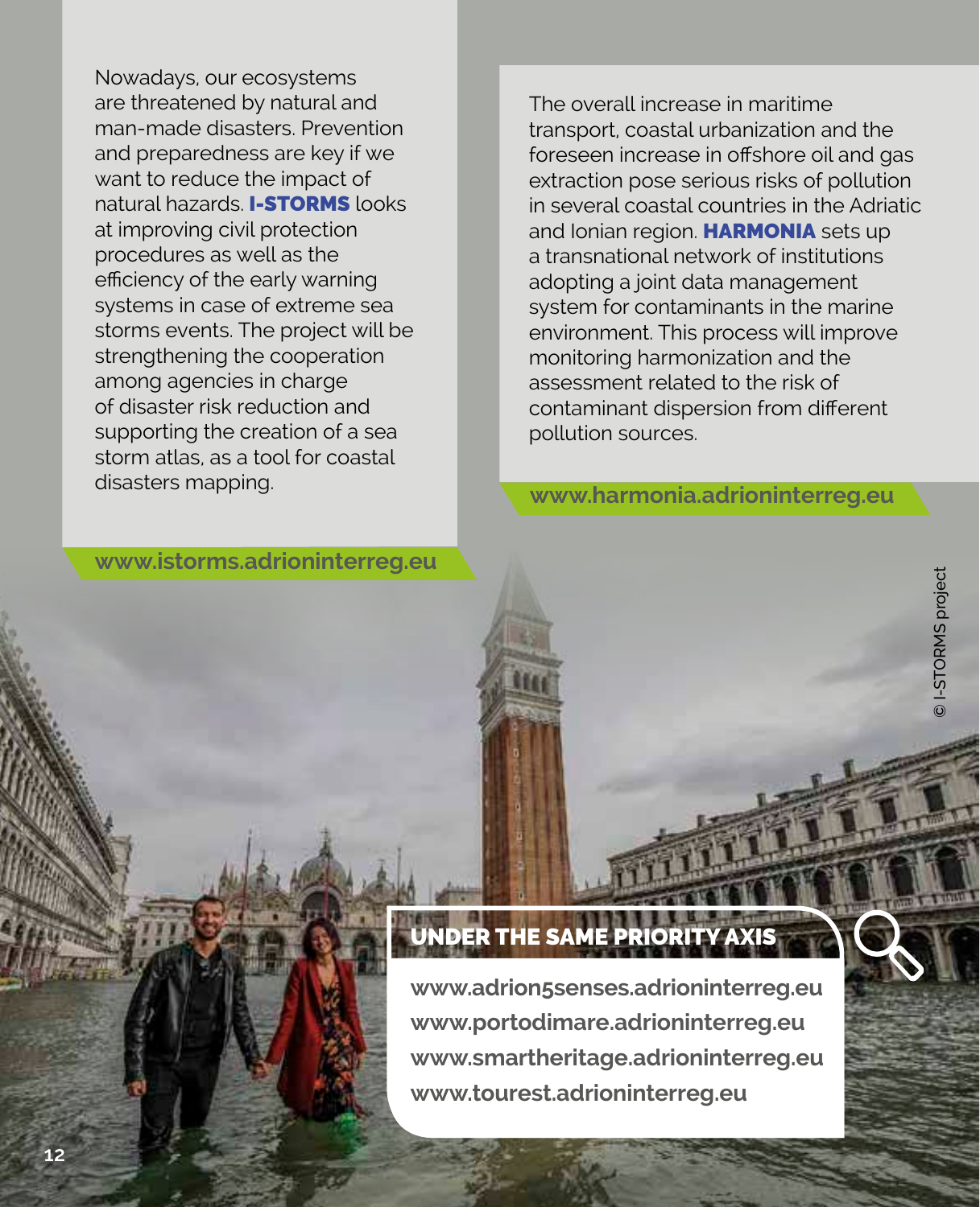Nowadays, our ecosystems are threatened by natural and man-made disasters. Prevention and preparedness are key if we want to reduce the impact of natural hazards. **I-STORMS** looks at improving civil protection procedures as well as the efficiency of the early warning systems in case of extreme sea storms events. The project will be strengthening the cooperation among agencies in charge of disaster risk reduction and supporting the creation of a sea storm atlas, as a tool for coastal disasters mapping.

**www.istorms.adrioninterreg.eu**

The overall increase in maritime transport, coastal urbanization and the foreseen increase in offshore oil and gas extraction pose serious risks of pollution in several coastal countries in the Adriatic and Ionian region. **HARMONIA** sets up a transnational network of institutions adopting a joint data management system for contaminants in the marine environment. This process will improve monitoring harmonization and the assessment related to the risk of contaminant dispersion from different pollution sources.

**www.harmonia.adrioninterreg.eu**

© I-STORMS project

## UNDER THE SAME PRIORITY AXIS

**www.adrion5senses.adrioninterreg.eu**
**www.portodimare.adrioninterreg.eu**
**www.smartheritage.adrioninterreg.eu**
**www.tourest.adrioninterreg.eu**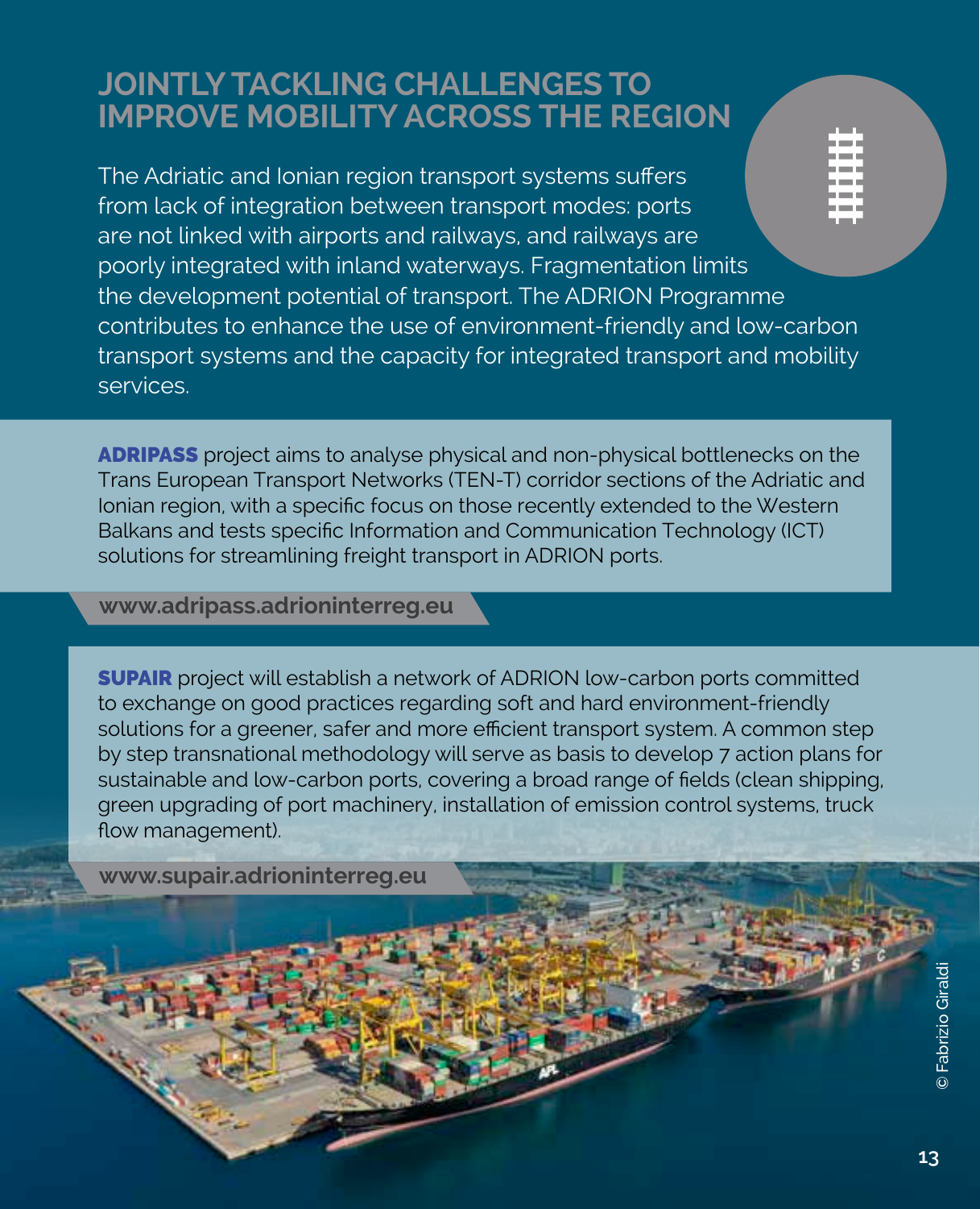## JOINTLY TACKLING CHALLENGES TO IMPROVE MOBILITY ACROSS THE REGION

The Adriatic and Ionian region transport systems suffers from lack of integration between transport modes: ports are not linked with airports and railways, and railways are poorly integrated with inland waterways. Fragmentation limits the development potential of transport. The ADRION Programme contributes to enhance the use of environment-friendly and low-carbon transport systems and the capacity for integrated transport and mobility services.

**ADRIPASS** project aims to analyse physical and non-physical bottlenecks on the Trans European Transport Networks (TEN-T) corridor sections of the Adriatic and Ionian region, with a specific focus on those recently extended to the Western Balkans and tests specific Information and Communication Technology (ICT) solutions for streamlining freight transport in ADRION ports.

**www.adripass.adrioninterreg.eu**

**SUPAIR** project will establish a network of ADRION low-carbon ports committed to exchange on good practices regarding soft and hard environment-friendly solutions for a greener, safer and more efficient transport system. A common step by step transnational methodology will serve as basis to develop 7 action plans for sustainable and low-carbon ports, covering a broad range of fields (clean shipping, green upgrading of port machinery, installation of emission control systems, truck flow management).

**www.supair.adrioninterreg.eu**

© Fabrizio Giraldi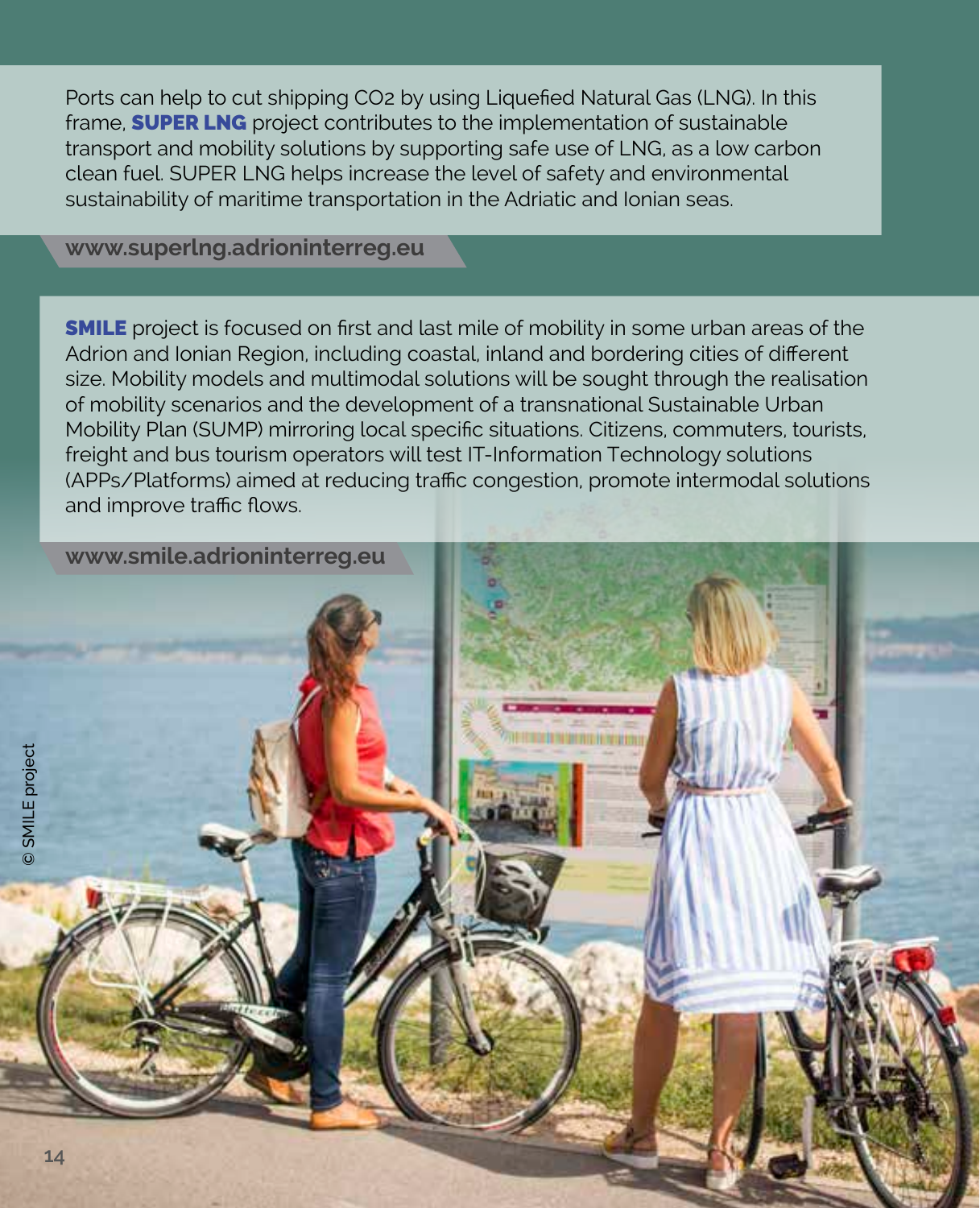Ports can help to cut shipping $CO_2$ by using Liquefied Natural Gas (LNG). In this frame, **SUPER LNG** project contributes to the implementation of sustainable transport and mobility solutions by supporting safe use of LNG, as a low carbon clean fuel. SUPER LNG helps increase the level of safety and environmental sustainability of maritime transportation in the Adriatic and Ionian seas.

**www.superlng.adrioninterreg.eu**

**SMILE** project is focused on first and last mile of mobility in some urban areas of the Adrion and Ionian Region, including coastal, inland and bordering cities of different size. Mobility models and multimodal solutions will be sought through the realisation of mobility scenarios and the development of a transnational Sustainable Urban Mobility Plan (SUMP) mirroring local specific situations. Citizens, commuters, tourists, freight and bus tourism operators will test IT-Information Technology solutions (APPs/Platforms) aimed at reducing traffic congestion, promote intermodal solutions and improve traffic flows.

**www.smile.adrioninterreg.eu**

© SMILE project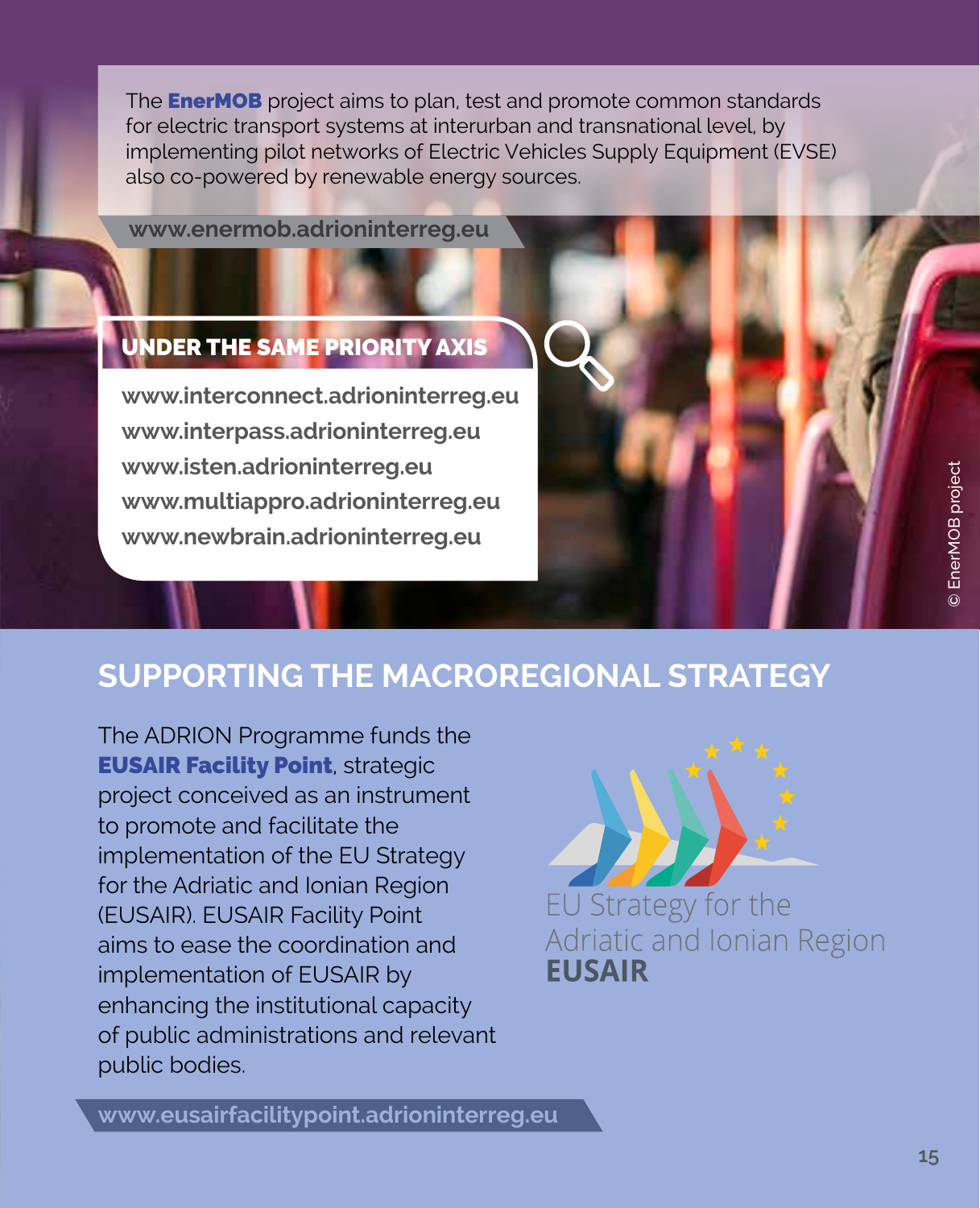The **EnerMOB** project aims to plan, test and promote common standards for electric transport systems at interurban and transnational level, by implementing pilot networks of Electric Vehicles Supply Equipment (EVSE) also co-powered by renewable energy sources.

**www.enermob.adrioninterreg.eu**

### UNDER THE SAME PRIORITY AXIS

- **www.interconnect.adrioninterreg.eu**
- **www.interpass.adrioninterreg.eu**
- **www.isten.adrioninterreg.eu**
- **www.multiappro.adrioninterreg.eu**
- **www.newbrain.adrioninterreg.eu**

© EnerMOB project

## SUPPORTING THE MACROREGIONAL STRATEGY

The ADRION Programme funds the **EUSAIR Facility Point**, strategic project conceived as an instrument to promote and facilitate the implementation of the EU Strategy for the Adriatic and Ionian Region (EUSAIR). EUSAIR Facility Point aims to ease the coordination and implementation of EUSAIR by enhancing the institutional capacity of public administrations and relevant public bodies.

EU Strategy for the Adriatic and Ionian Region **EUSAIR**

**www.eusairfacilitypoint.adrioninterreg.eu**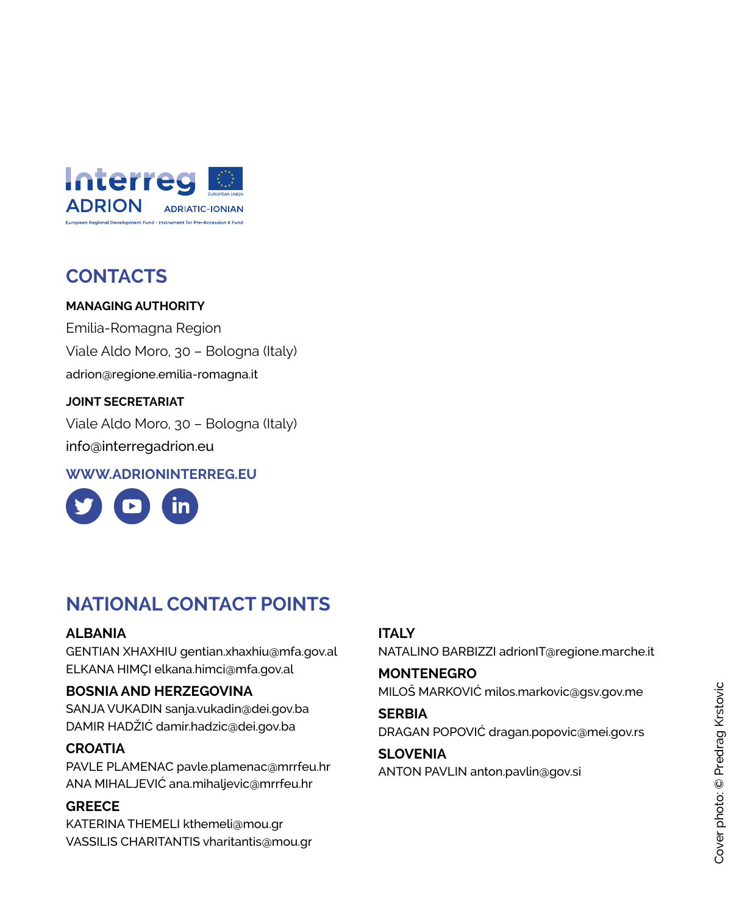Interreg ADRION

ADRIATIC-IONIAN

EUROPEAN UNION

European Regional Development Fund - Instrument for Pre-Accession II Fund

## CONTACTS

**MANAGING AUTHORITY**

Emilia-Romagna Region

Viale Aldo Moro, 30 – Bologna (Italy)

adrion@regione.emilia-romagna.it

**JOINT SECRETARIAT**

Viale Aldo Moro, 30 – Bologna (Italy)

info@interregadrion.eu

**WWW.ADRIONINTERREG.EU**

## NATIONAL CONTACT POINTS

**ALBANIA**

GENTIAN XHAXHIU gentian.xhaxhiu@mfa.gov.al

ELKANA HIMÇI elkana.himci@mfa.gov.al

**BOSNIA AND HERZEGOVINA**

SANJA VUKADIN sanja.vukadin@dei.gov.ba

DAMIR HADŽIĆ damir.hadzic@dei.gov.ba

**CROATIA**

PAVLE PLAMENAC pavle.plamenac@mrrfeu.hr

ANA MIHALJEVIĆ ana.mihaljevic@mrrfeu.hr

**GREECE**

KATERINA THEMELI kthemeli@mou.gr

VASSILIS CHARITANTIS vharitantis@mou.gr

**ITALY**

NATALINO BARBIZZI adrionIT@regione.marche.it

**MONTENEGRO**

MILOŠ MARKOVIĆ milos.markovic@gsv.gov.me

**SERBIA**

DRAGAN POPOVIĆ dragan.popovic@mei.gov.rs

**SLOVENIA**

ANTON PAVLIN anton.pavlin@gov.si

Cover photo: © Predrag Krstovic